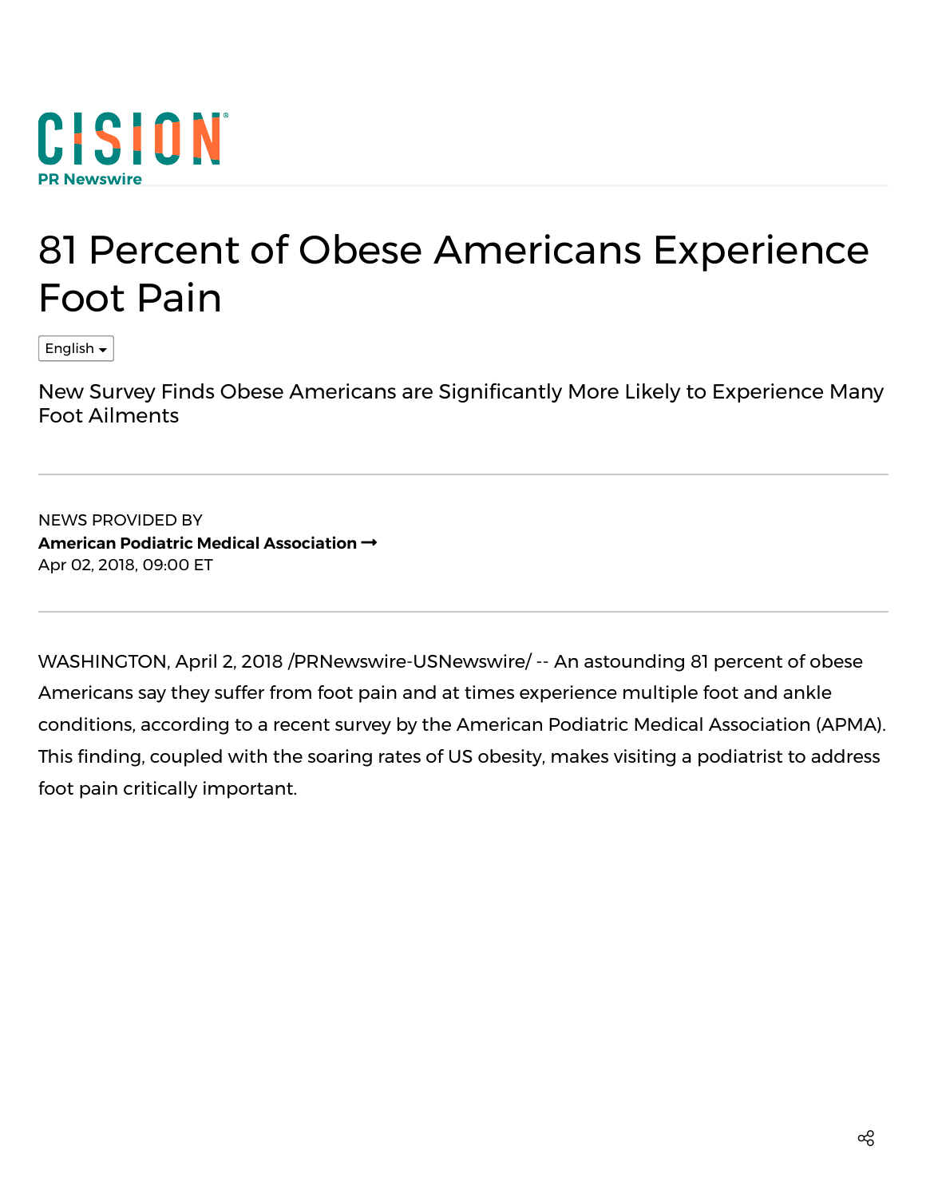# 81 Percent of Obese Americans Experience Foot Pain

English

New Survey Finds Obese Americans are Significantly More Likely to Experience Many Foot Ailments

---

NEWS PROVIDED BY

**American Podiatric Medical Association** →

Apr 02, 2018, 09:00 ET

---

WASHINGTON, April 2, 2018 /PRNewswire-USNewswire/ -- An astounding 81 percent of obese Americans say they suffer from foot pain and at times experience multiple foot and ankle conditions, according to a recent survey by the American Podiatric Medical Association (APMA). This finding, coupled with the soaring rates of US obesity, makes visiting a podiatrist to address foot pain critically important.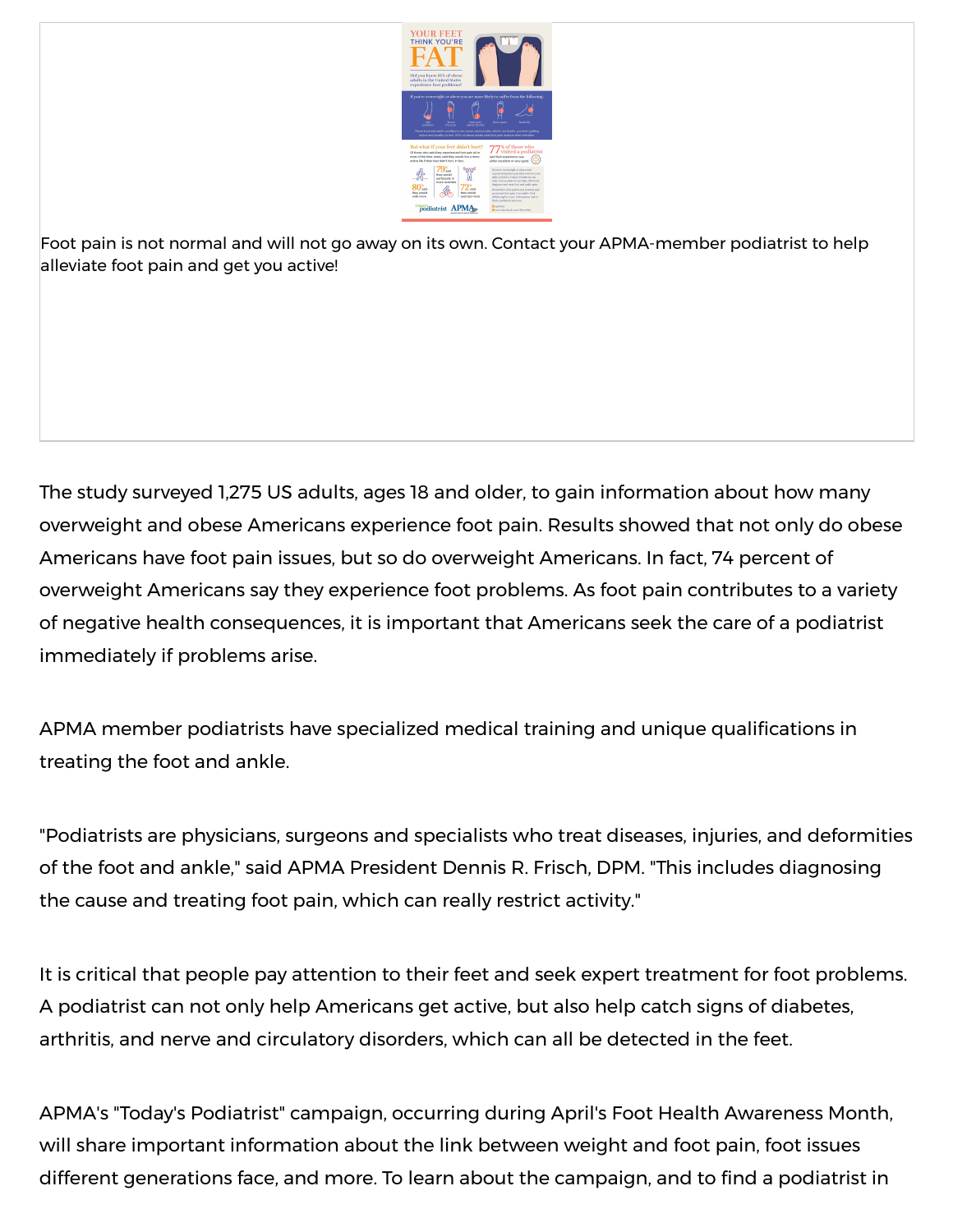Foot pain is not normal and will not go away on its own. Contact your APMA-member podiatrist to help alleviate foot pain and get you active!

The study surveyed 1,275 US adults, ages 18 and older, to gain information about how many overweight and obese Americans experience foot pain. Results showed that not only do obese Americans have foot pain issues, but so do overweight Americans. In fact, 74 percent of overweight Americans say they experience foot problems. As foot pain contributes to a variety of negative health consequences, it is important that Americans seek the care of a podiatrist immediately if problems arise.

APMA member podiatrists have specialized medical training and unique qualifications in treating the foot and ankle.

"Podiatrists are physicians, surgeons and specialists who treat diseases, injuries, and deformities of the foot and ankle," said APMA President Dennis R. Frisch, DPM. "This includes diagnosing the cause and treating foot pain, which can really restrict activity."

It is critical that people pay attention to their feet and seek expert treatment for foot problems. A podiatrist can not only help Americans get active, but also help catch signs of diabetes, arthritis, and nerve and circulatory disorders, which can all be detected in the feet.

APMA's "Today's Podiatrist" campaign, occurring during April's Foot Health Awareness Month, will share important information about the link between weight and foot pain, foot issues different generations face, and more. To learn about the campaign, and to find a podiatrist in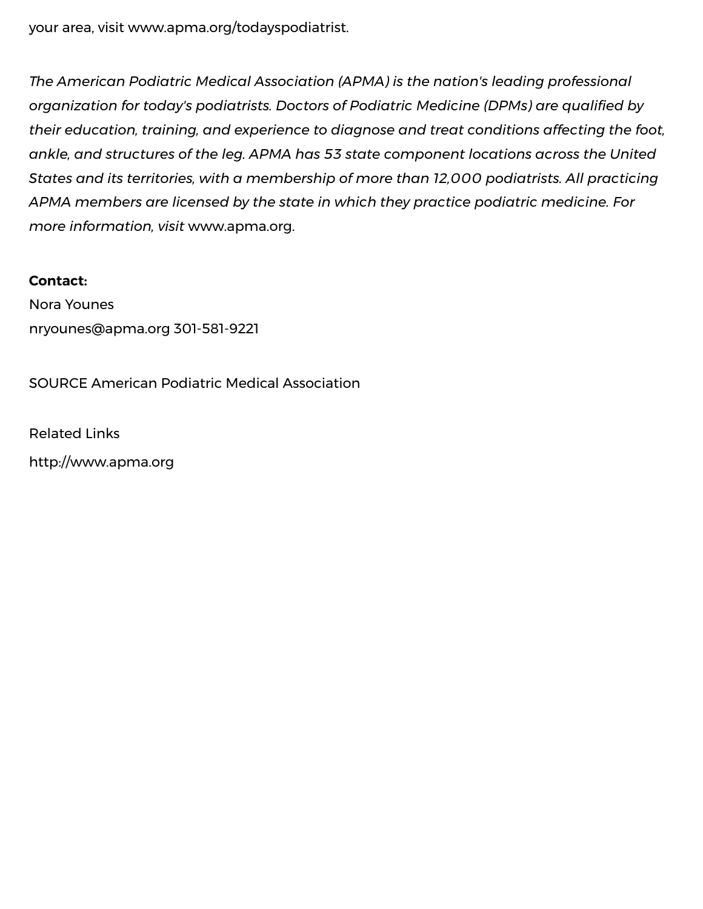your area, visit www.apma.org/todayspodiatrist.

*The American Podiatric Medical Association (APMA) is the nation's leading professional organization for today's podiatrists. Doctors of Podiatric Medicine (DPMs) are qualified by their education, training, and experience to diagnose and treat conditions affecting the foot, ankle, and structures of the leg. APMA has 53 state component locations across the United States and its territories, with a membership of more than 12,000 podiatrists. All practicing APMA members are licensed by the state in which they practice podiatric medicine. For more information, visit* www.apma.org.

**Contact:**
Nora Younes
nryounes@apma.org 301-581-9221

SOURCE American Podiatric Medical Association

Related Links

http://www.apma.org